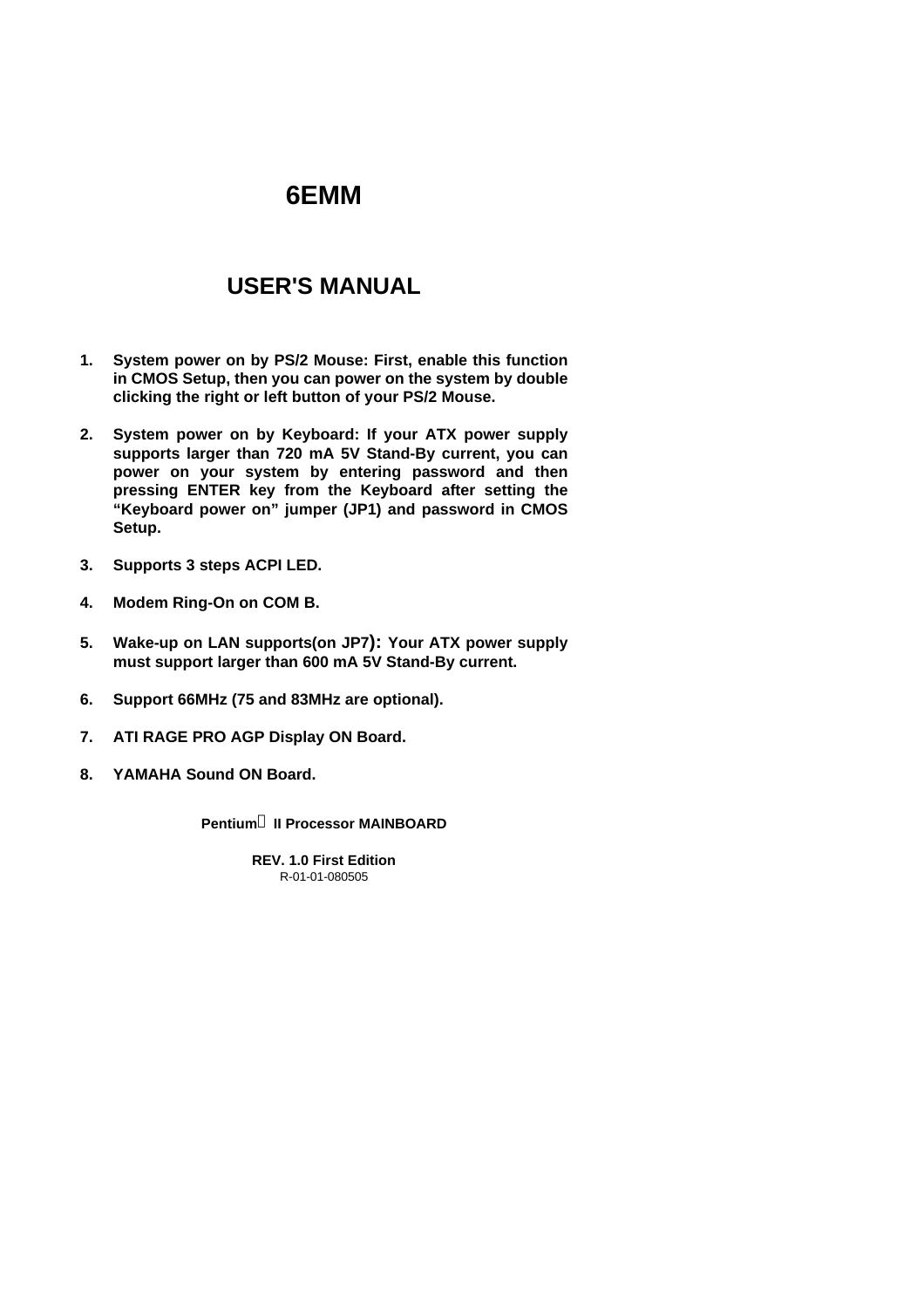# 6EMM

# USER'S MANUAL

1. **System power on by PS/2 Mouse: First, enable this function in CMOS Setup, then you can power on the system by double clicking the right or left button of your PS/2 Mouse.**

2. **System power on by Keyboard: If your ATX power supply supports larger than 720 mA 5V Stand-By current, you can power on your system by entering password and then pressing ENTER key from the Keyboard after setting the "Keyboard power on" jumper (JP1) and password in CMOS Setup.**

3. **Supports 3 steps ACPI LED.**

4. **Modem Ring-On on COM B.**

5. **Wake-up on LAN supports(on JP7): Your ATX power supply must support larger than 600 mA 5V Stand-By current.**

6. **Support 66MHz (75 and 83MHz are optional).**

7. **ATI RAGE PRO AGP Display ON Board.**

8. **YAMAHA Sound ON Board.**

**Pentium II Processor MAINBOARD**

**REV. 1.0 First Edition**
R-01-01-080505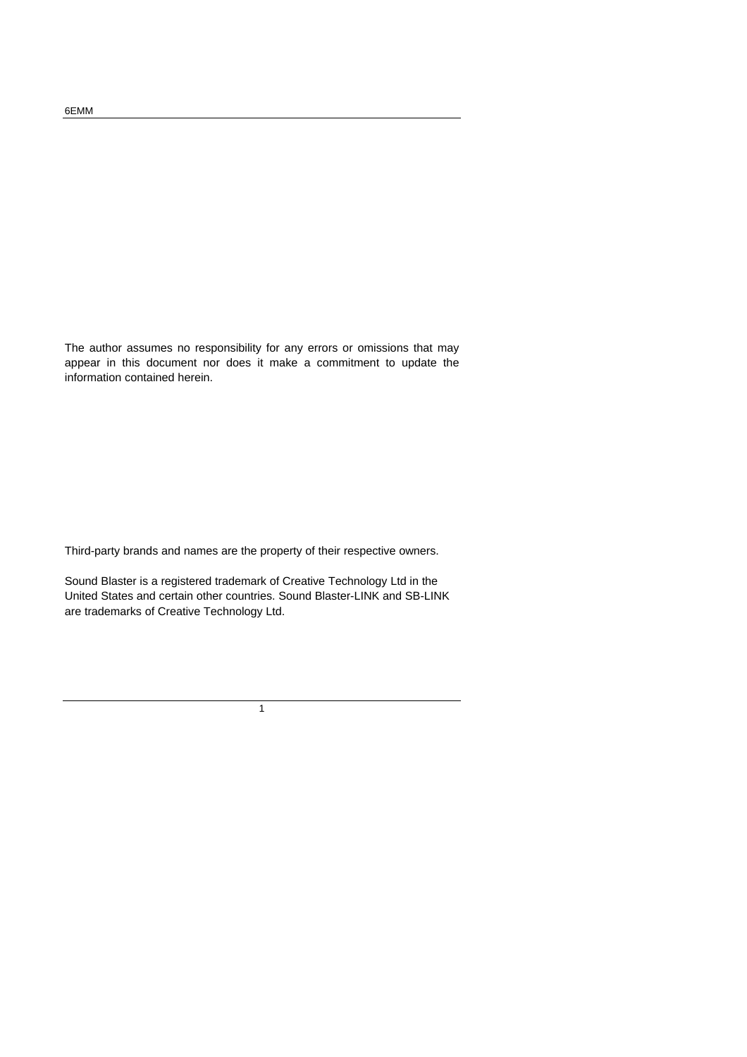The author assumes no responsibility for any errors or omissions that may appear in this document nor does it make a commitment to update the information contained herein.

Third-party brands and names are the property of their respective owners.

Sound Blaster is a registered trademark of Creative Technology Ltd in the United States and certain other countries. Sound Blaster-LINK and SB-LINK are trademarks of Creative Technology Ltd.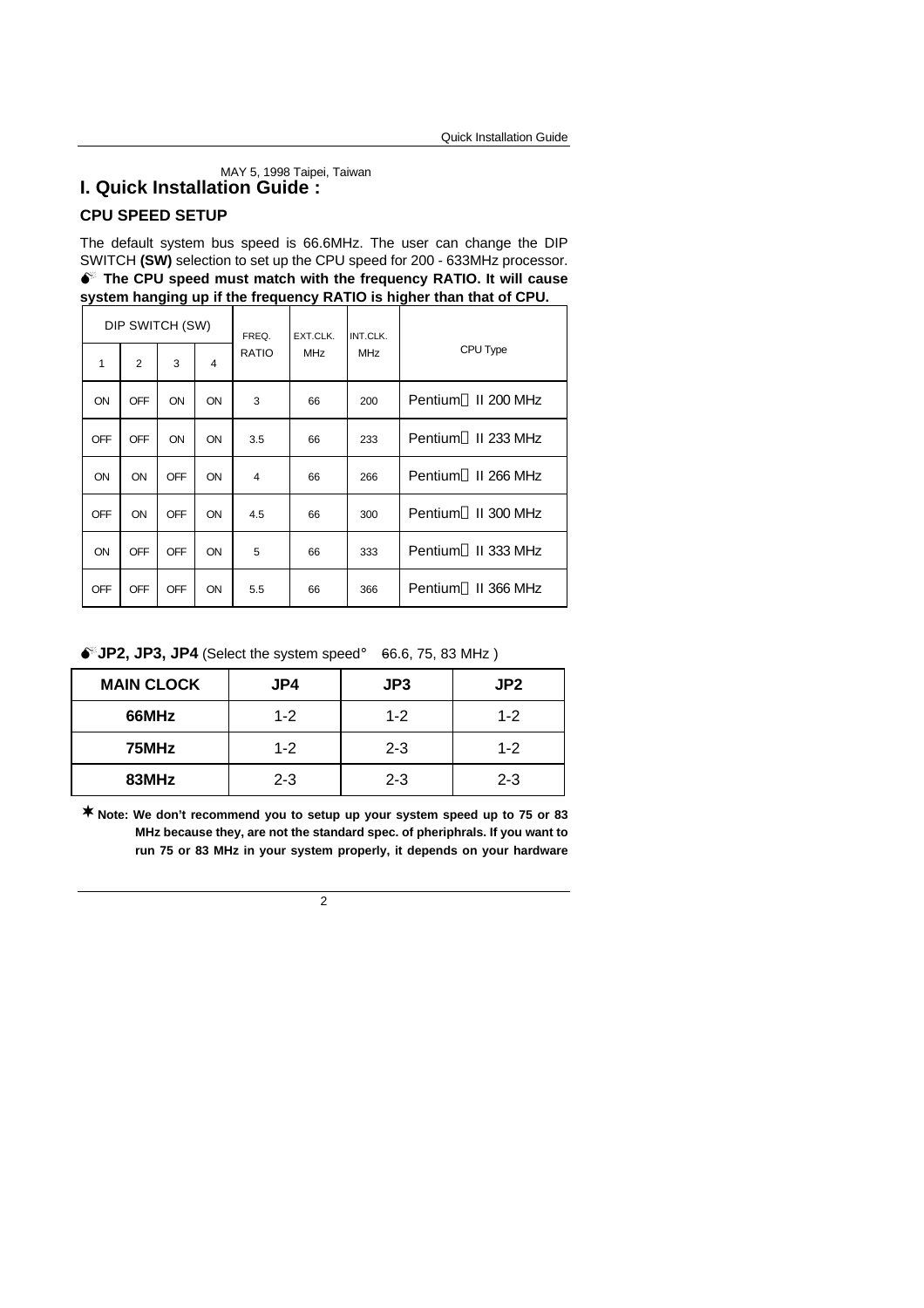MAY 5, 1998 Taipei, Taiwan

# I. Quick Installation Guide :

## CPU SPEED SETUP

The default system bus speed is 66.6MHz. The user can change the DIP SWITCH **(SW)** selection to set up the CPU speed for 200 - 633MHz processor.

**The CPU speed must match with the frequency RATIO. It will cause system hanging up if the frequency RATIO is higher than that of CPU.**

| DIP SWITCH (SW) | | | | FREQ. RATIO | EXT.CLK. MHz | INT.CLK. MHz | CPU Type |
|---|---|---|---|---|---|---|---|
| 1 | 2 | 3 | 4 | | | | |
| ON | OFF | ON | ON | 3 | 66 | 200 | Pentium II 200 MHz |
| OFF | OFF | ON | ON | 3.5 | 66 | 233 | Pentium II 233 MHz |
| ON | ON | OFF | ON | 4 | 66 | 266 | Pentium II 266 MHz |
| OFF | ON | OFF | ON | 4.5 | 66 | 300 | Pentium II 300 MHz |
| ON | OFF | OFF | ON | 5 | 66 | 333 | Pentium II 333 MHz |
| OFF | OFF | OFF | ON | 5.5 | 66 | 366 | Pentium II 366 MHz |

**JP2, JP3, JP4** (Select the system speed: 66.6, 75, 83 MHz )

| MAIN CLOCK | JP4 | JP3 | JP2 |
|---|---|---|---|
| **66MHz** | 1-2 | 1-2 | 1-2 |
| **75MHz** | 1-2 | 2-3 | 1-2 |
| **83MHz** | 2-3 | 2-3 | 2-3 |

**Note: We don't recommend you to setup up your system speed up to 75 or 83 MHz because they, are not the standard spec. of pheriphrals. If you want to run 75 or 83 MHz in your system properly, it depends on your hardware**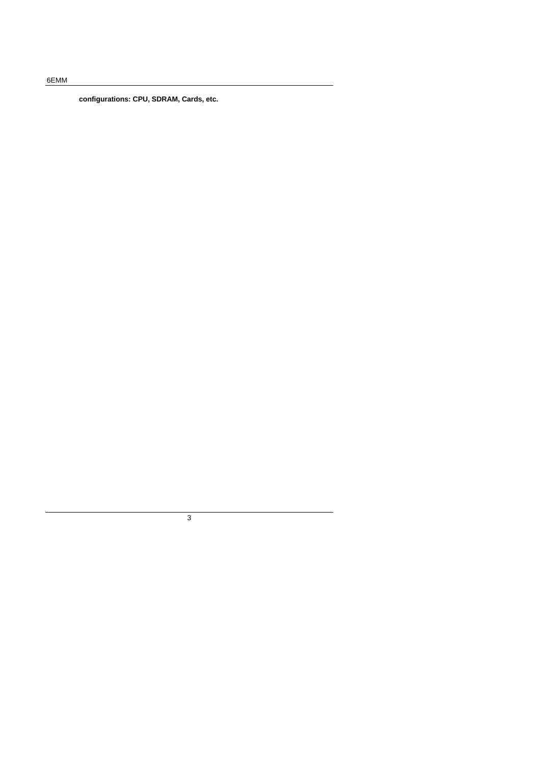**configurations: CPU, SDRAM, Cards, etc.**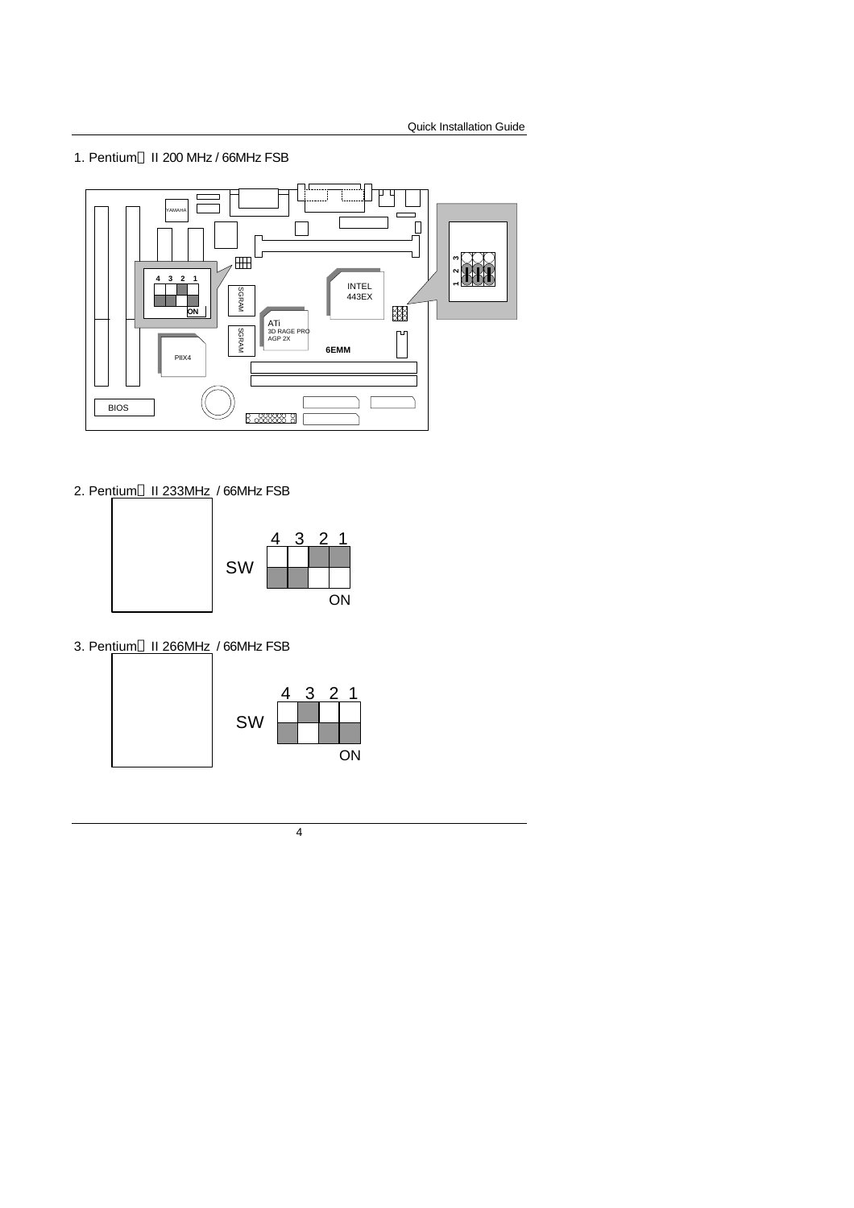1. Pentium II 200 MHz / 66MHz FSB

2. Pentium II 233MHz / 66MHz FSB

3. Pentium II 266MHz / 66MHz FSB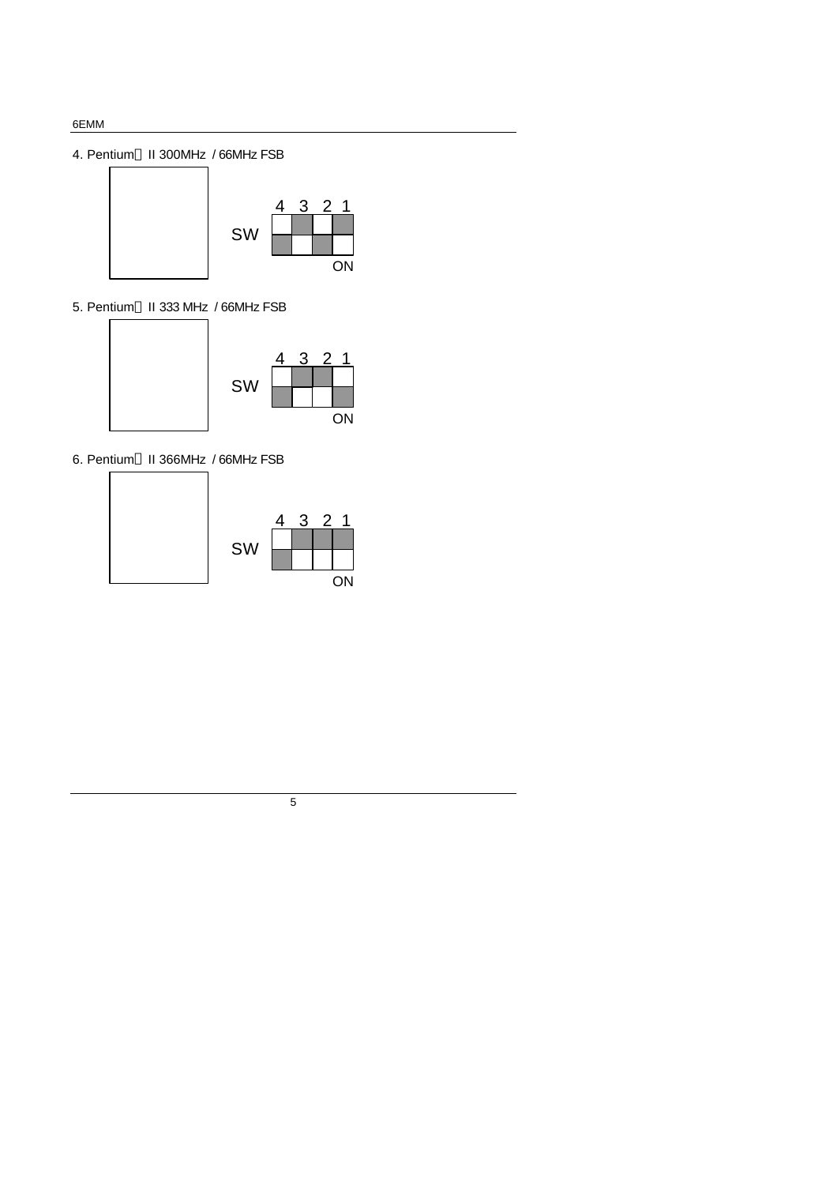4. Pentium® II 300MHz / 66MHz FSB

SW

| 4 | 3 | 2 | 1 |
|---|---|---|---|
| | ■ | | ■ |
| ■ | | ■ | |

ON

5. Pentium® II 333 MHz / 66MHz FSB

SW

| 4 | 3 | 2 | 1 |
|---|---|---|---|
| | ■ | ■ | |
| ■ | | | ■ |

ON

6. Pentium® II 366MHz / 66MHz FSB

SW

| 4 | 3 | 2 | 1 |
|---|---|---|---|
| | ■ | ■ | ■ |
| ■ | | | |

ON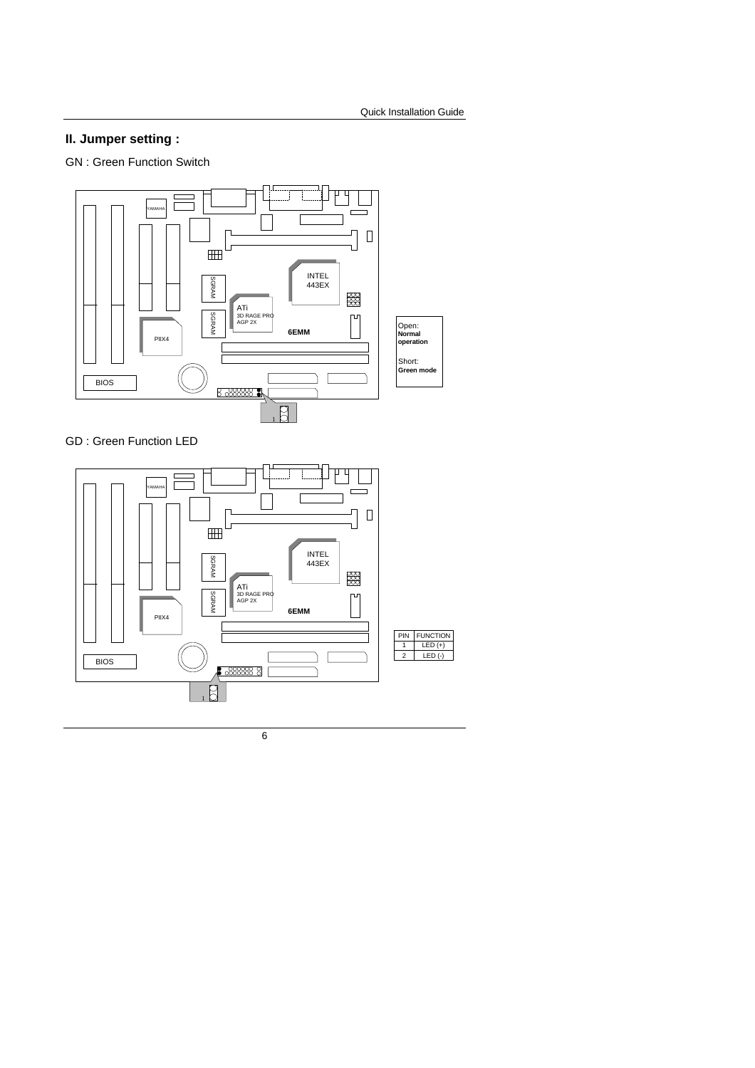## II. Jumper setting :

GN : Green Function Switch

Open: **Normal operation**

Short: **Green mode**

GD : Green Function LED

| PIN | FUNCTION |
|---|---|
| 1 | LED (+) |
| 2 | LED (-) |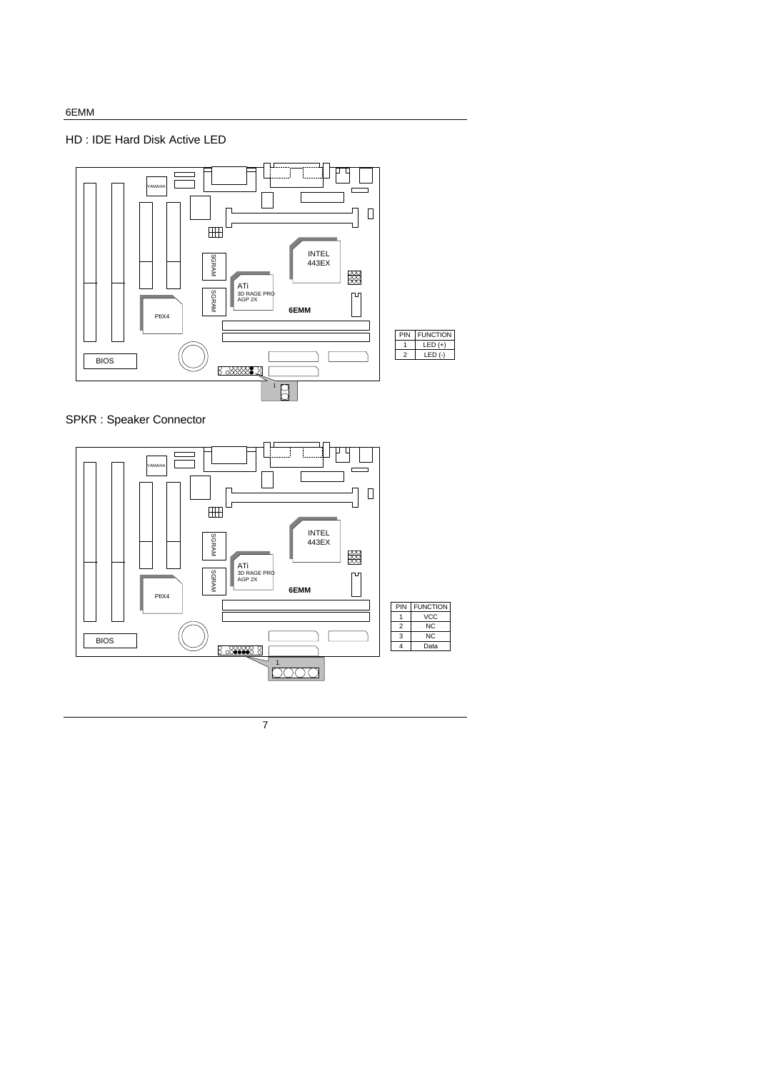HD : IDE Hard Disk Active LED

| PIN | FUNCTION |
| --- | --- |
| 1 | LED (+) |
| 2 | LED (-) |

SPKR : Speaker Connector

| PIN | FUNCTION |
| --- | --- |
| 1 | VCC |
| 2 | NC |
| 3 | NC |
| 4 | Data |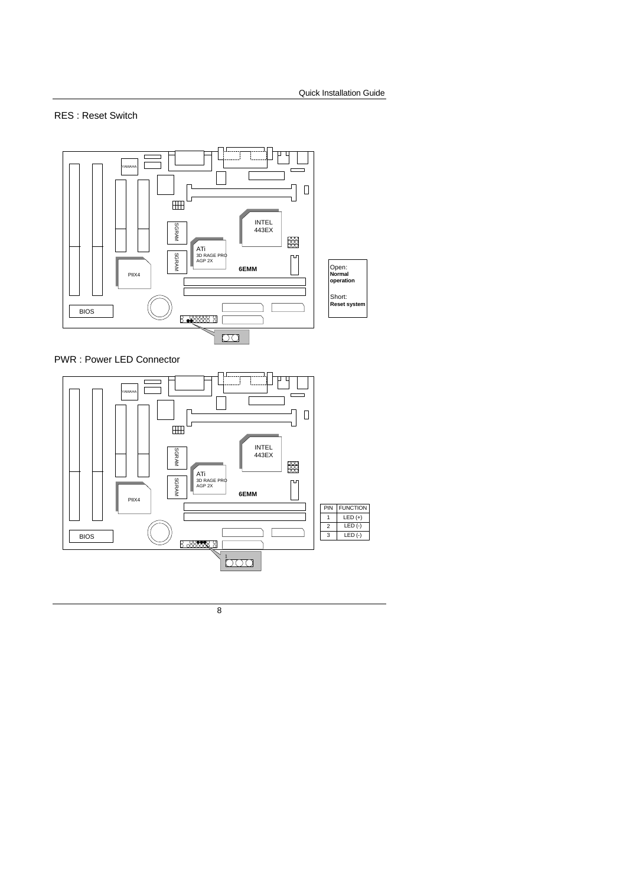RES : Reset Switch

Open:
**Normal operation**

Short:
**Reset system**

PWR : Power LED Connector

| PIN | FUNCTION |
|---|---|
| 1 | LED (+) |
| 2 | LED (-) |
| 3 | LED (-) |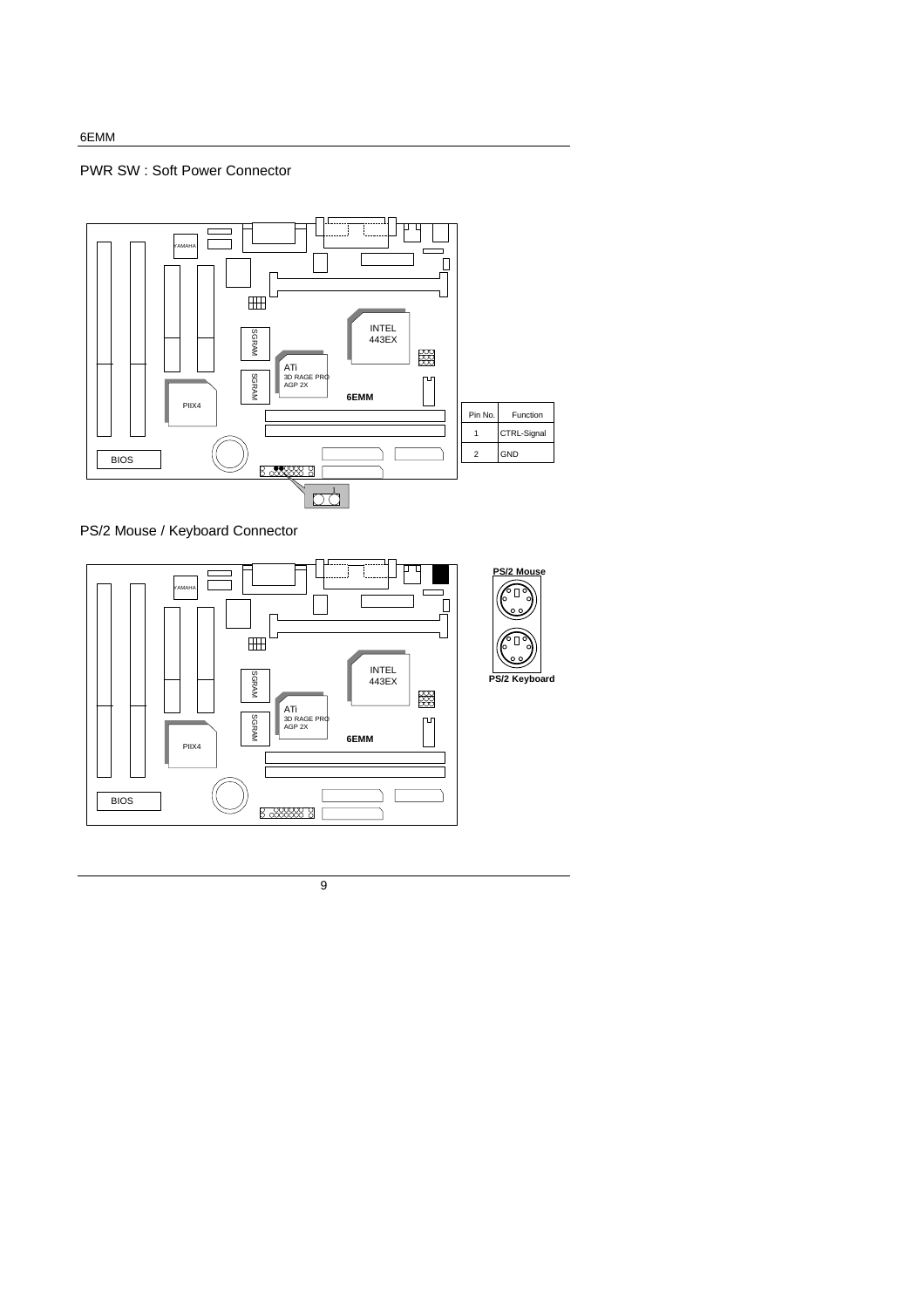## PWR SW : Soft Power Connector

| Pin No. | Function |
|---|---|
| 1 | CTRL-Signal |
| 2 | GND |

## PS/2 Mouse / Keyboard Connector

**PS/2 Mouse**

**PS/2 Keyboard**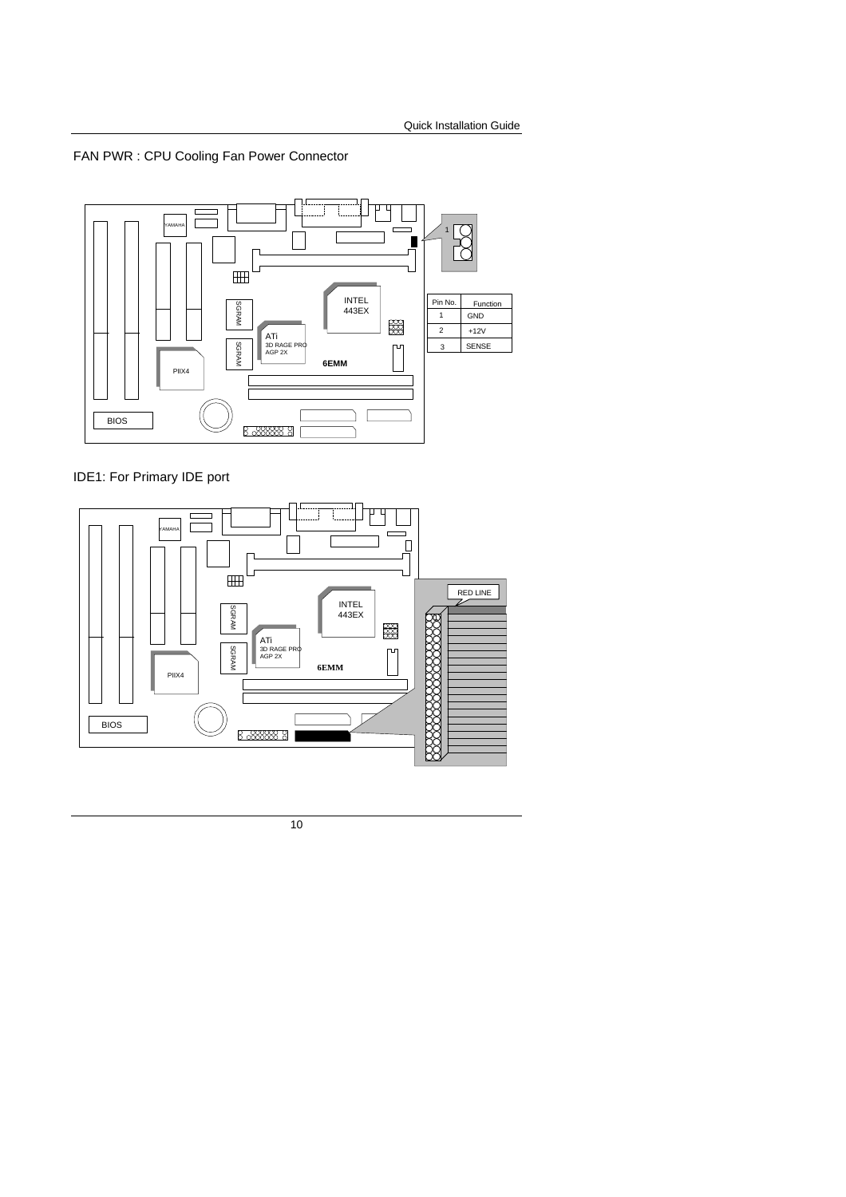FAN PWR : CPU Cooling Fan Power Connector

| Pin No. | Function |
|---|---|
| 1 | GND |
| 2 | +12V |
| 3 | SENSE |

IDE1: For Primary IDE port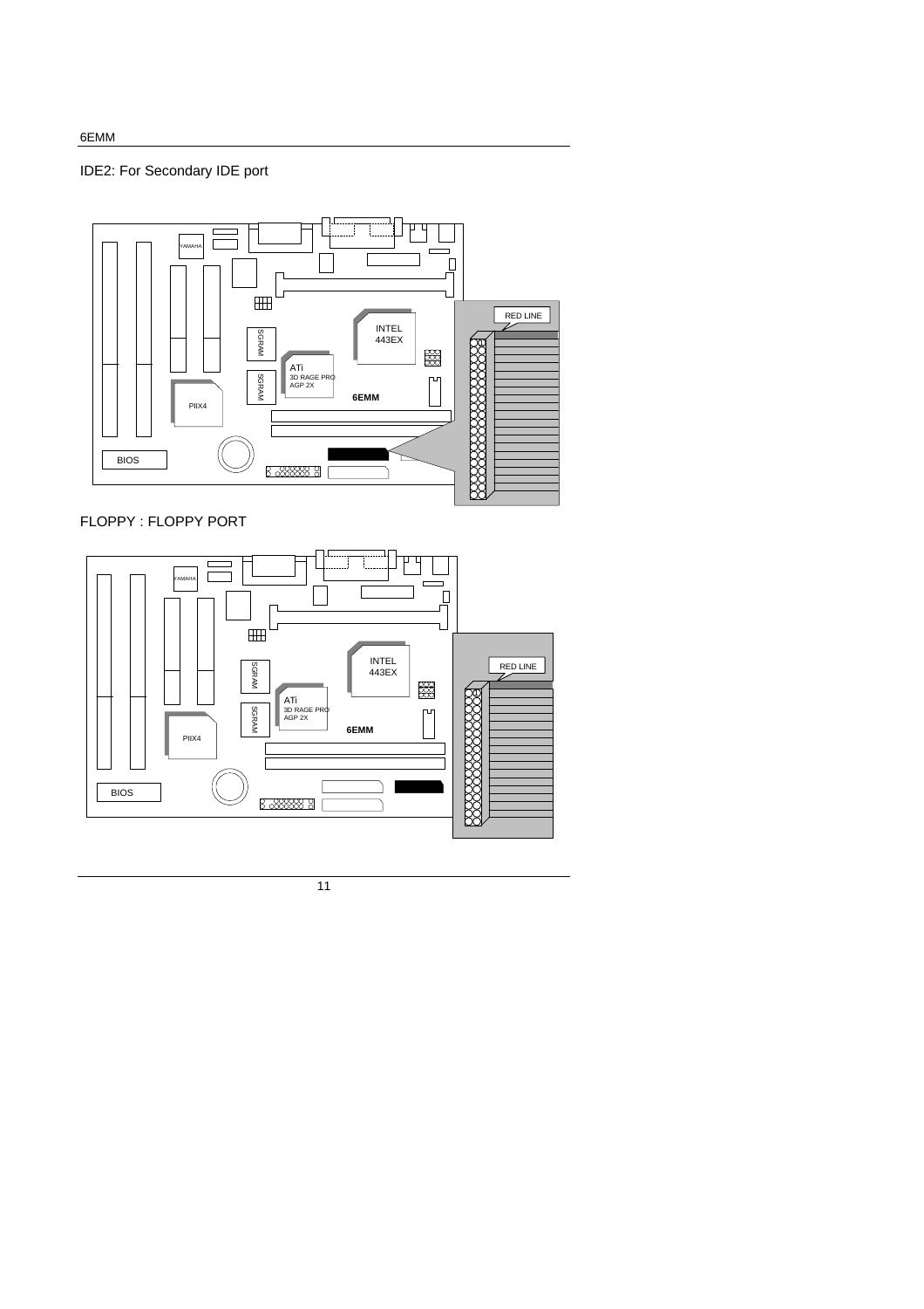IDE2: For Secondary IDE port

FLOPPY : FLOPPY PORT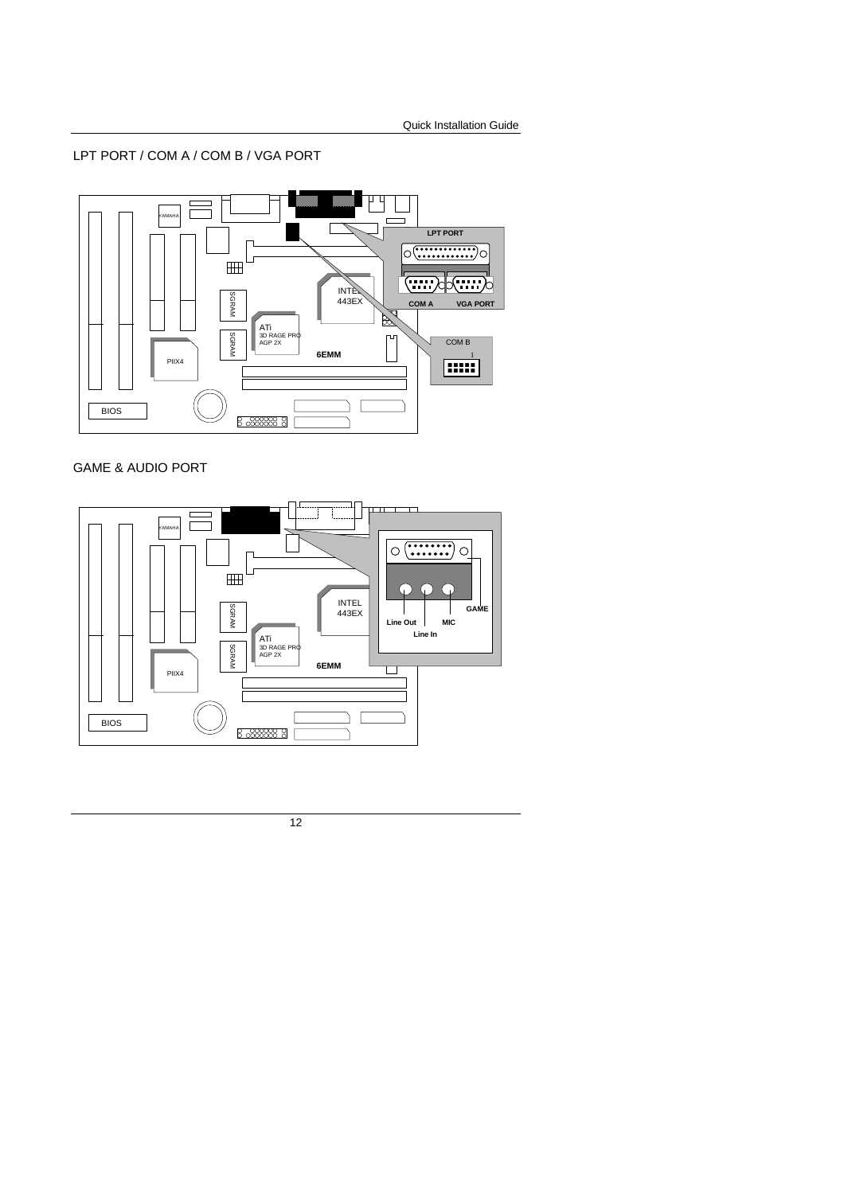## LPT PORT / COM A / COM B / VGA PORT

YAMAHA

SGRAM

SGRAM

INTEL 443EX

ATi 3D RAGE PRO AGP 2X

6EMM

PIIX4

BIOS

LPT PORT

COM A

VGA PORT

COM B

1

## GAME & AUDIO PORT

YAMAHA

SGRAM

SGRAM

INTEL 443EX

ATi 3D RAGE PRO AGP 2X

6EMM

PIIX4

BIOS

GAME

Line Out

MIC

Line In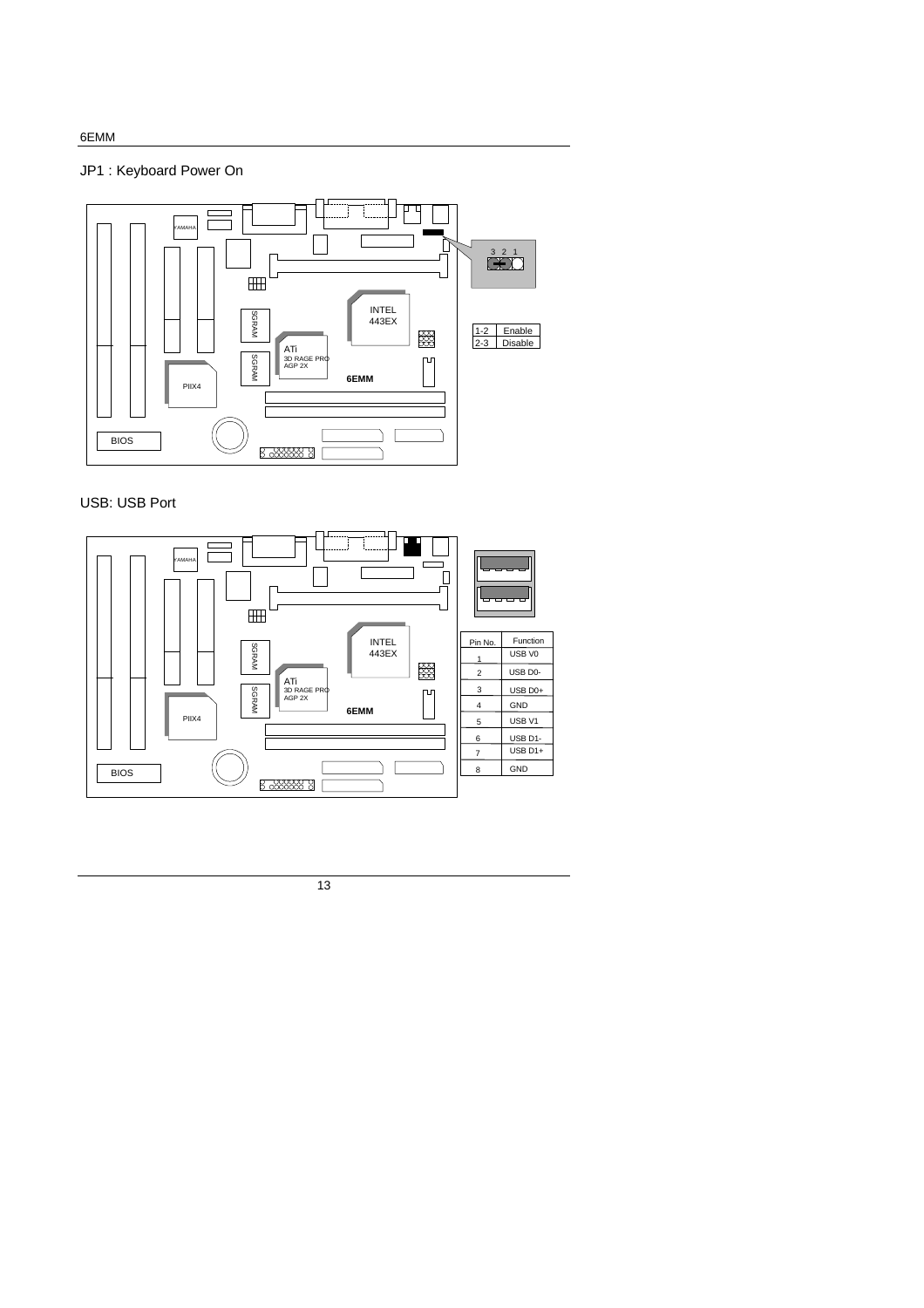## JP1 : Keyboard Power On

| | |
|---|---|
| 1-2 | Enable |
| 2-3 | Disable |

## USB: USB Port

| Pin No. | Function |
|---|---|
| 1 | USB V0 |
| 2 | USB D0- |
| 3 | USB D0+ |
| 4 | GND |
| 5 | USB V1 |
| 6 | USB D1- |
| 7 | USB D1+ |
| 8 | GND |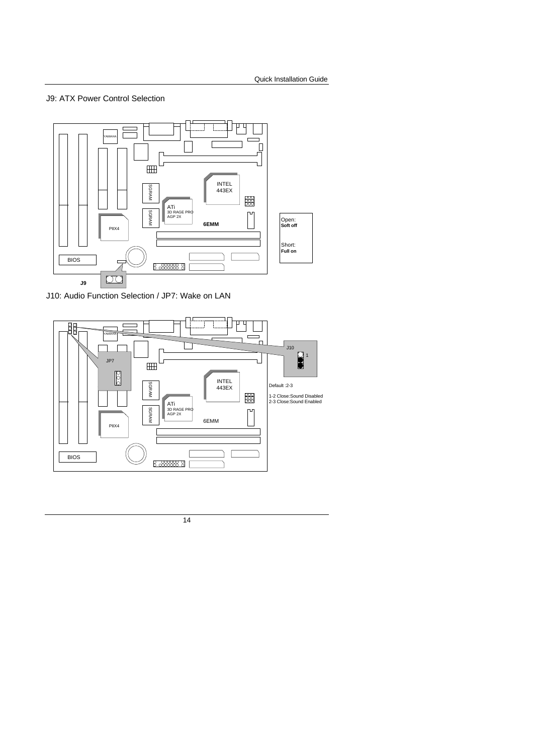J9: ATX Power Control Selection

J9

Open:
**Soft off**

Short:
**Full on**

J10: Audio Function Selection / JP7: Wake on LAN

JP7

J10

Default :2-3

1-2 Close:Sound Disabled
2-3 Close:Sound Enabled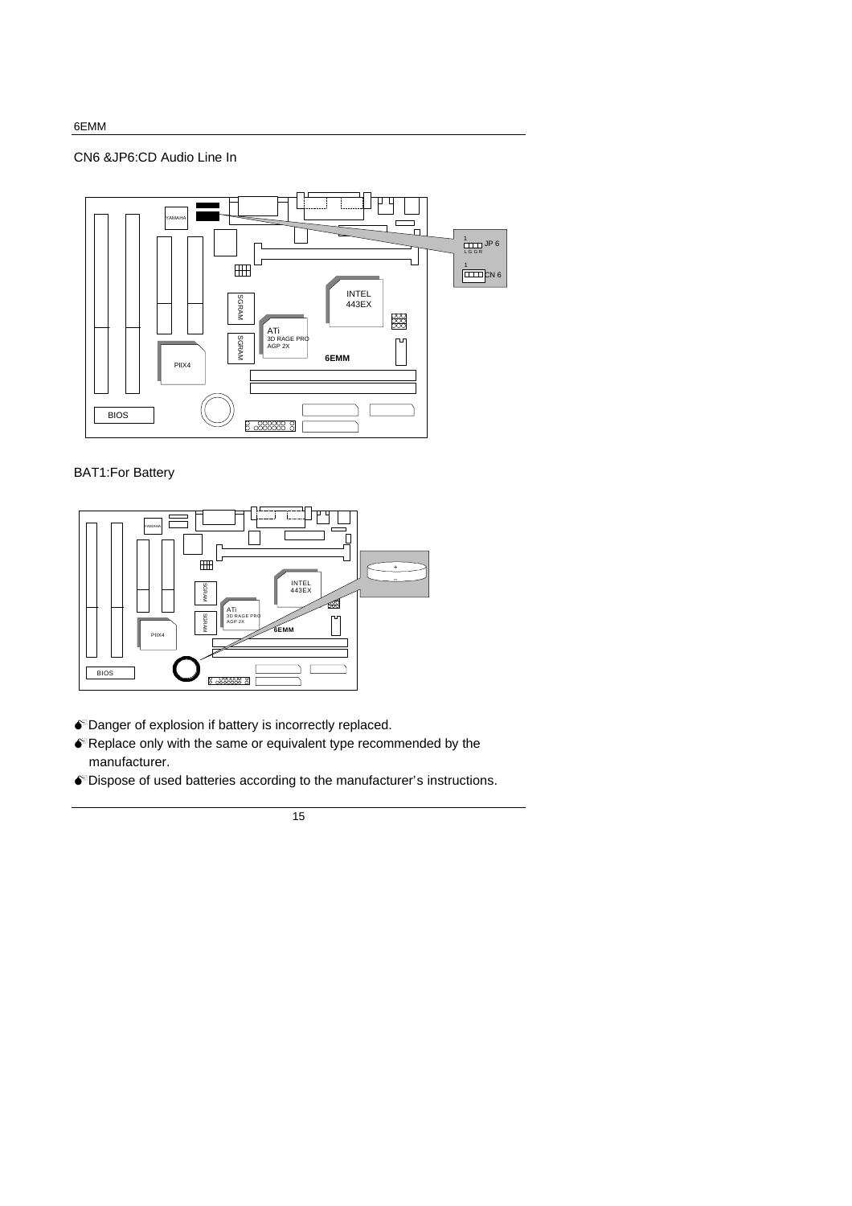CN6 &JP6:CD Audio Line In

BAT1:For Battery

- Danger of explosion if battery is incorrectly replaced.
- Replace only with the same or equivalent type recommended by the manufacturer.
- Dispose of used batteries according to the manufacturer's instructions.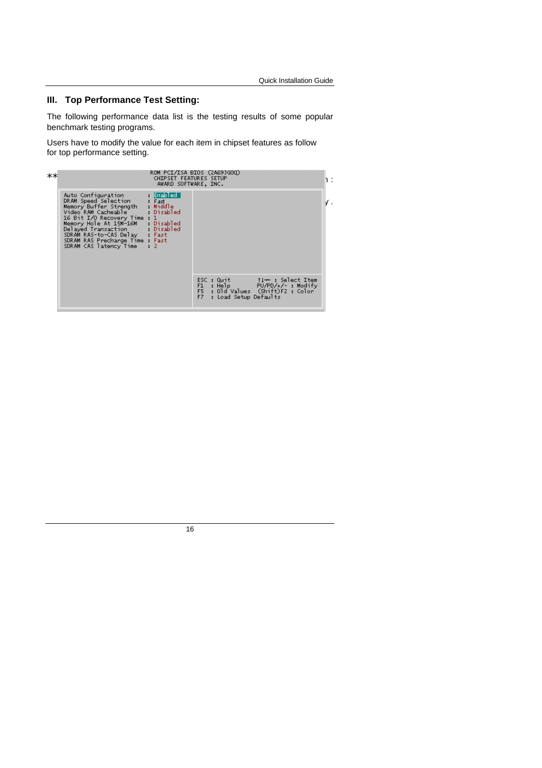## III. Top Performance Test Setting:

The following performance data list is the testing results of some popular benchmark testing programs.

Users have to modify the value for each item in chipset features as follow for top performance setting.

```
ROM PCI/ISA BIOS (2A69JG0Q)
CHIPSET FEATURES SETUP
AWARD SOFTWARE, INC.

Auto Configuration           : Enabled
DRAM Speed Selection         : Fast
Memory Buffer Strength       : Middle
Video RAM Cacheable          : Disabled
16 Bit I/O Recovery Time     : 1
Memory Hole At 15M-16M       : Disabled
Delayed Transaction          : Disabled
SDRAM RAS-to-CAS Delay       : Fast
SDRAM RAS Precharge Time     : Fast
SDRAM CAS latency Time       : 2

ESC : Quit          ↑↓→← : Select Item
F1  : Help          PU/PD/+/- : Modify
F5  : Old Values    (Shift)F2 : Color
F7  : Load Setup Defaults
```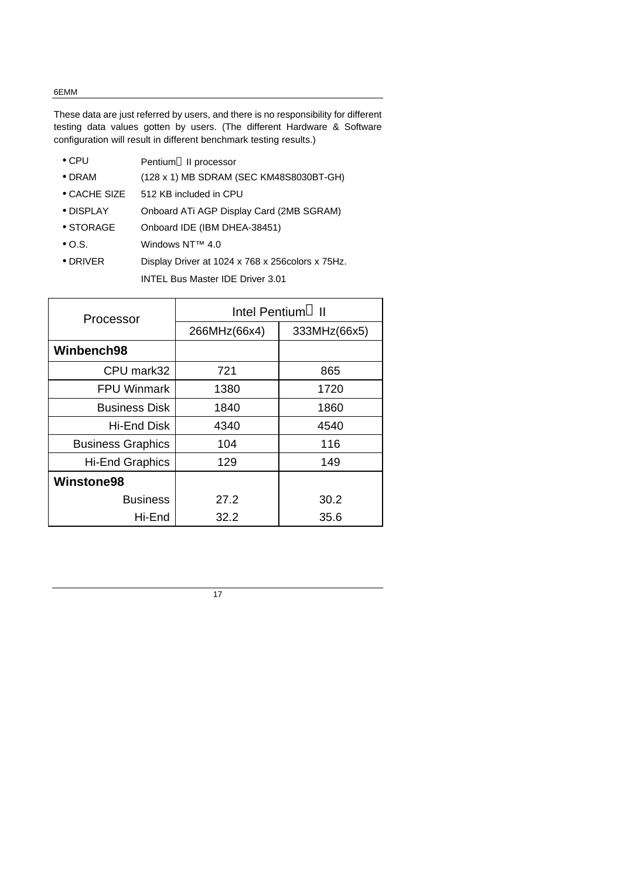These data are just referred by users, and there is no responsibility for different testing data values gotten by users. (The different Hardware & Software configuration will result in different benchmark testing results.)

- CPU Pentium II processor
- DRAM (128 x 1) MB SDRAM (SEC KM48S8030BT-GH)
- CACHE SIZE 512 KB included in CPU
- DISPLAY Onboard ATi AGP Display Card (2MB SGRAM)
- STORAGE Onboard IDE (IBM DHEA-38451)
- O.S. Windows NT™ 4.0
- DRIVER Display Driver at 1024 x 768 x 256colors x 75Hz.
  INTEL Bus Master IDE Driver 3.01

| Processor | Intel Pentium II | |
|---|---|---|
| | 266MHz(66x4) | 333MHz(66x5) |
| **Winbench98** | | |
| CPU mark32 | 721 | 865 |
| FPU Winmark | 1380 | 1720 |
| Business Disk | 1840 | 1860 |
| Hi-End Disk | 4340 | 4540 |
| Business Graphics | 104 | 116 |
| Hi-End Graphics | 129 | 149 |
| **Winstone98** | | |
| Business | 27.2 | 30.2 |
| Hi-End | 32.2 | 35.6 |